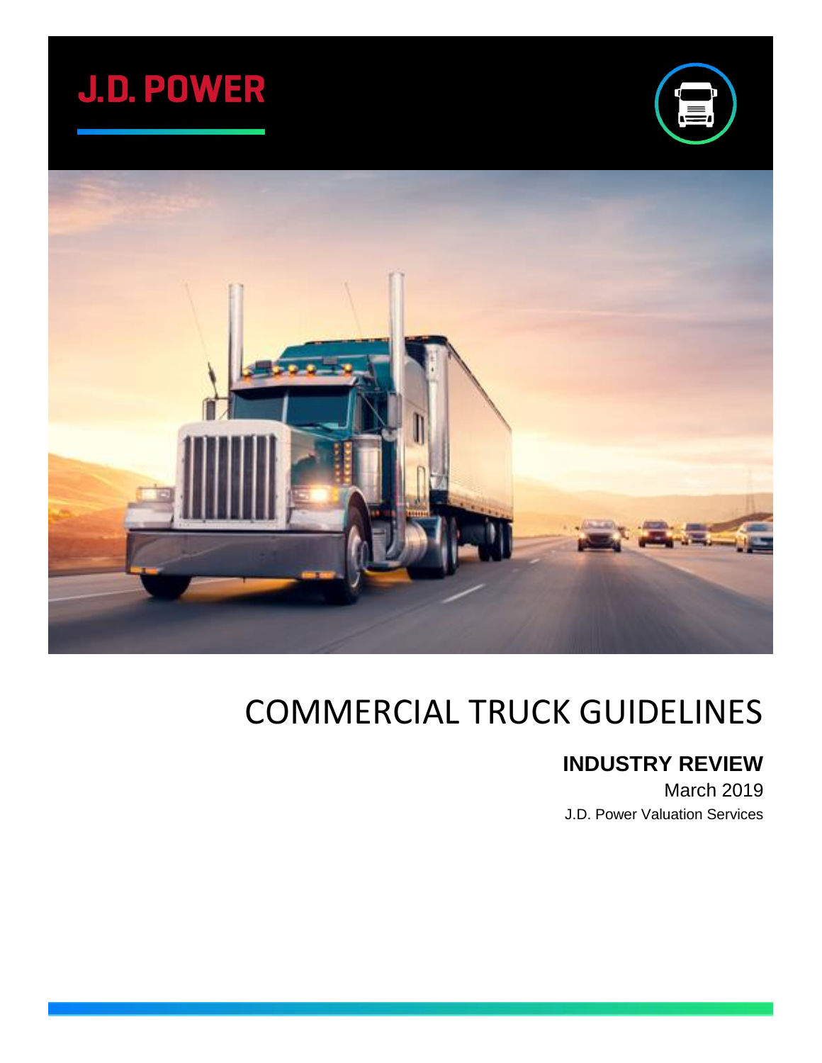J.D. POWER

# COMMERCIAL TRUCK GUIDELINES

## INDUSTRY REVIEW

March 2019

J.D. Power Valuation Services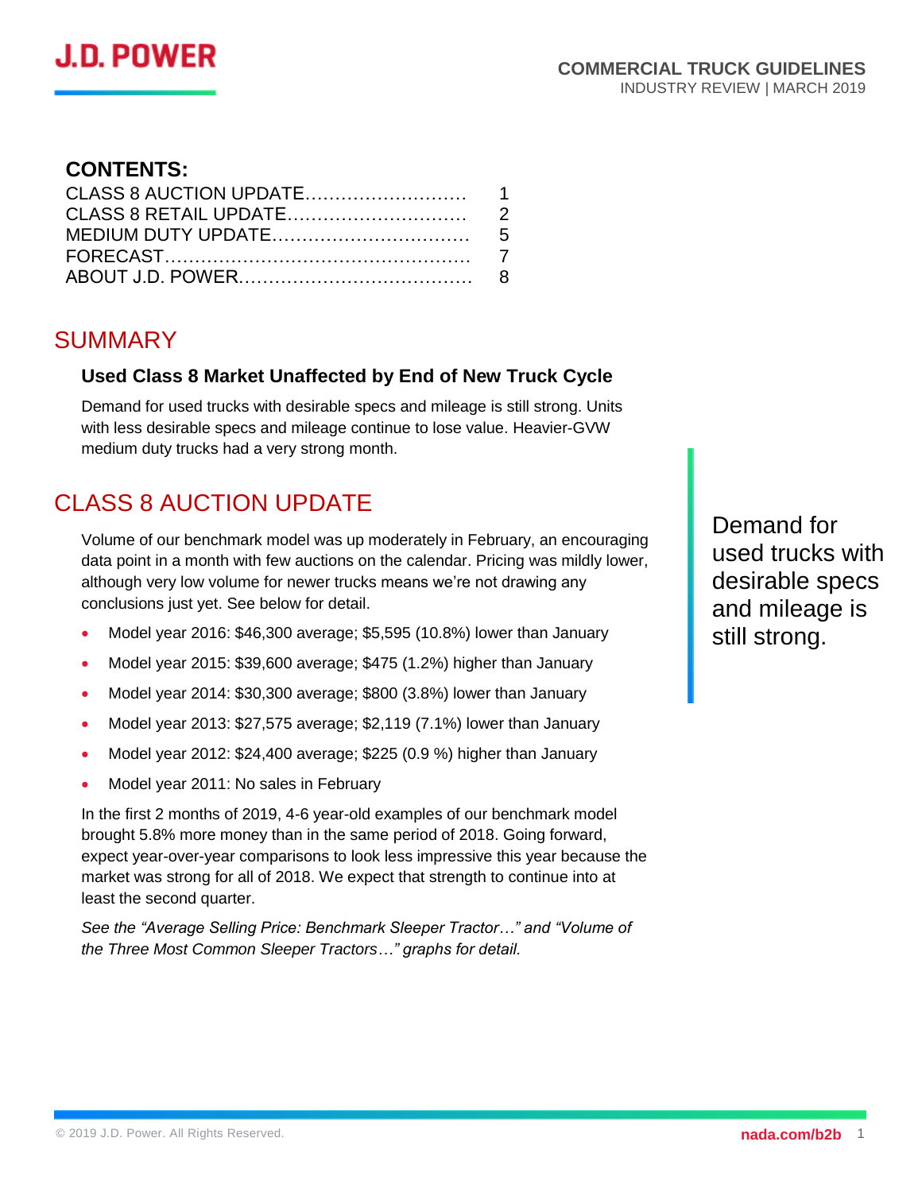**COMMERCIAL TRUCK GUIDELINES**
INDUSTRY REVIEW | MARCH 2019

**CONTENTS:**

| | |
|---|---|
| CLASS 8 AUCTION UPDATE | 1 |
| CLASS 8 RETAIL UPDATE | 2 |
| MEDIUM DUTY UPDATE | 5 |
| FORECAST | 7 |
| ABOUT J.D. POWER | 8 |

## SUMMARY

### Used Class 8 Market Unaffected by End of New Truck Cycle

Demand for used trucks with desirable specs and mileage is still strong. Units with less desirable specs and mileage continue to lose value. Heavier-GVW medium duty trucks had a very strong month.

## CLASS 8 AUCTION UPDATE

Volume of our benchmark model was up moderately in February, an encouraging data point in a month with few auctions on the calendar. Pricing was mildly lower, although very low volume for newer trucks means we're not drawing any conclusions just yet. See below for detail.

- Model year 2016: $46,300 average; $5,595 (10.8%) lower than January
- Model year 2015: $39,600 average; $475 (1.2%) higher than January
- Model year 2014: $30,300 average; $800 (3.8%) lower than January
- Model year 2013: $27,575 average; $2,119 (7.1%) lower than January
- Model year 2012: $24,400 average; $225 (0.9 %) higher than January
- Model year 2011: No sales in February

In the first 2 months of 2019, 4-6 year-old examples of our benchmark model brought 5.8% more money than in the same period of 2018. Going forward, expect year-over-year comparisons to look less impressive this year because the market was strong for all of 2018. We expect that strength to continue into at least the second quarter.

*See the "Average Selling Price: Benchmark Sleeper Tractor…" and "Volume of the Three Most Common Sleeper Tractors…" graphs for detail.*

Demand for used trucks with desirable specs and mileage is still strong.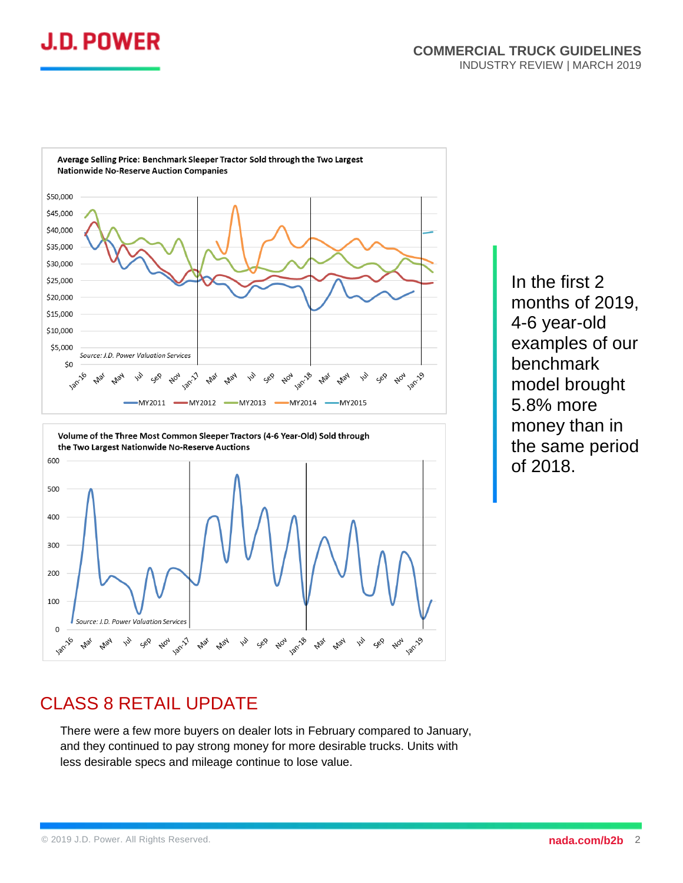**Average Selling Price: Benchmark Sleeper Tractor Sold through the Two Largest Nationwide No-Reserve Auction Companies**

*Source: J.D. Power Valuation Services*

MY2011 MY2012 MY2013 MY2014 MY2015

**Volume of the Three Most Common Sleeper Tractors (4-6 Year-Old) Sold through the Two Largest Nationwide No-Reserve Auctions**

*Source: J.D. Power Valuation Services*

In the first 2 months of 2019, 4-6 year-old examples of our benchmark model brought 5.8% more money than in the same period of 2018.

## CLASS 8 RETAIL UPDATE

There were a few more buyers on dealer lots in February compared to January, and they continued to pay strong money for more desirable trucks. Units with less desirable specs and mileage continue to lose value.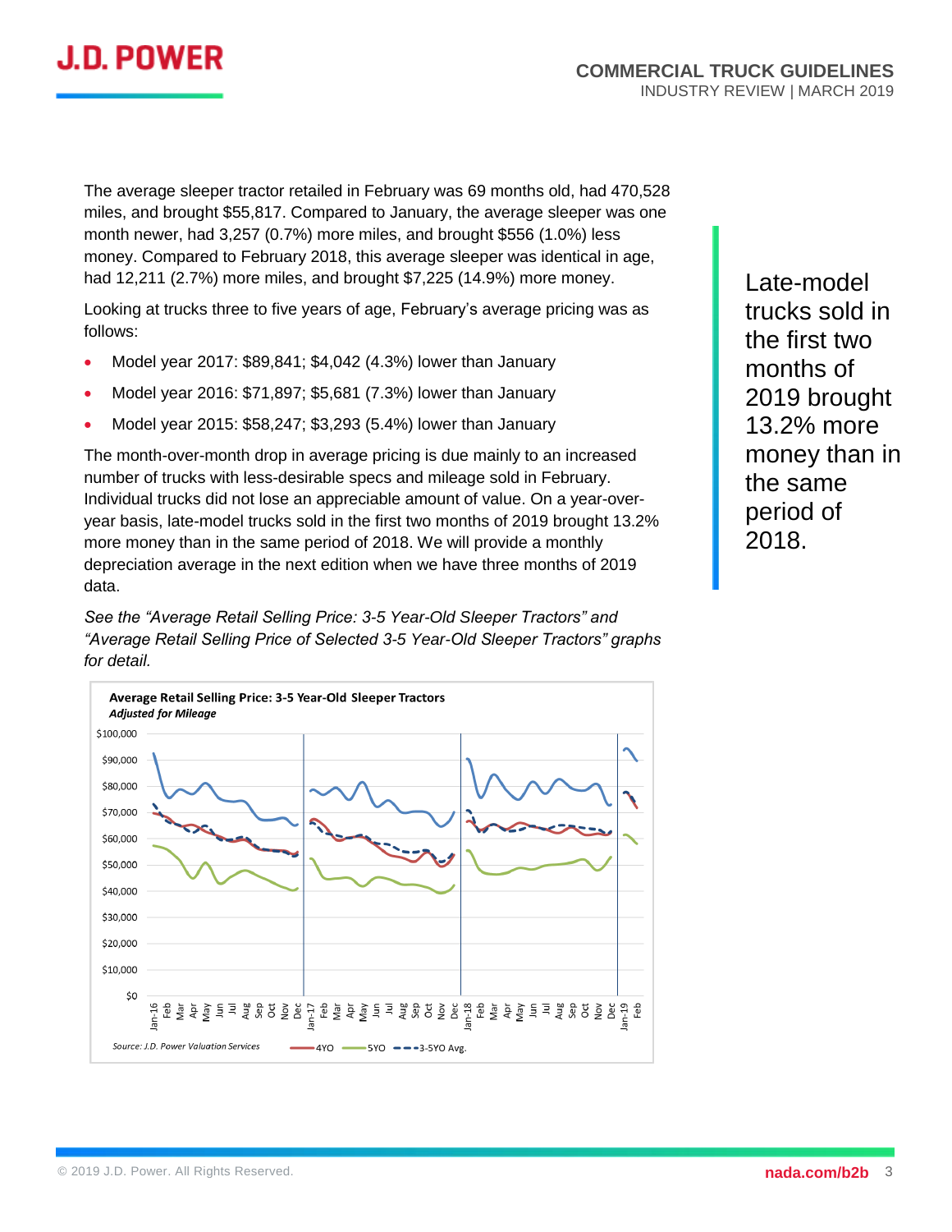The average sleeper tractor retailed in February was 69 months old, had 470,528 miles, and brought $55,817. Compared to January, the average sleeper was one month newer, had 3,257 (0.7%) more miles, and brought $556 (1.0%) less money. Compared to February 2018, this average sleeper was identical in age, had 12,211 (2.7%) more miles, and brought $7,225 (14.9%) more money.

Looking at trucks three to five years of age, February's average pricing was as follows:

- Model year 2017: $89,841; $4,042 (4.3%) lower than January
- Model year 2016: $71,897; $5,681 (7.3%) lower than January
- Model year 2015: $58,247; $3,293 (5.4%) lower than January

The month-over-month drop in average pricing is due mainly to an increased number of trucks with less-desirable specs and mileage sold in February. Individual trucks did not lose an appreciable amount of value. On a year-over-year basis, late-model trucks sold in the first two months of 2019 brought 13.2% more money than in the same period of 2018. We will provide a monthly depreciation average in the next edition when we have three months of 2019 data.

Late-model trucks sold in the first two months of 2019 brought 13.2% more money than in the same period of 2018.

*See the "Average Retail Selling Price: 3-5 Year-Old Sleeper Tractors" and "Average Retail Selling Price of Selected 3-5 Year-Old Sleeper Tractors" graphs for detail.*

**Average Retail Selling Price: 3-5 Year-Old Sleeper Tractors**
***Adjusted for Mileage***

Source: J.D. Power Valuation Services — 4YO, 5YO, 3-5YO Avg.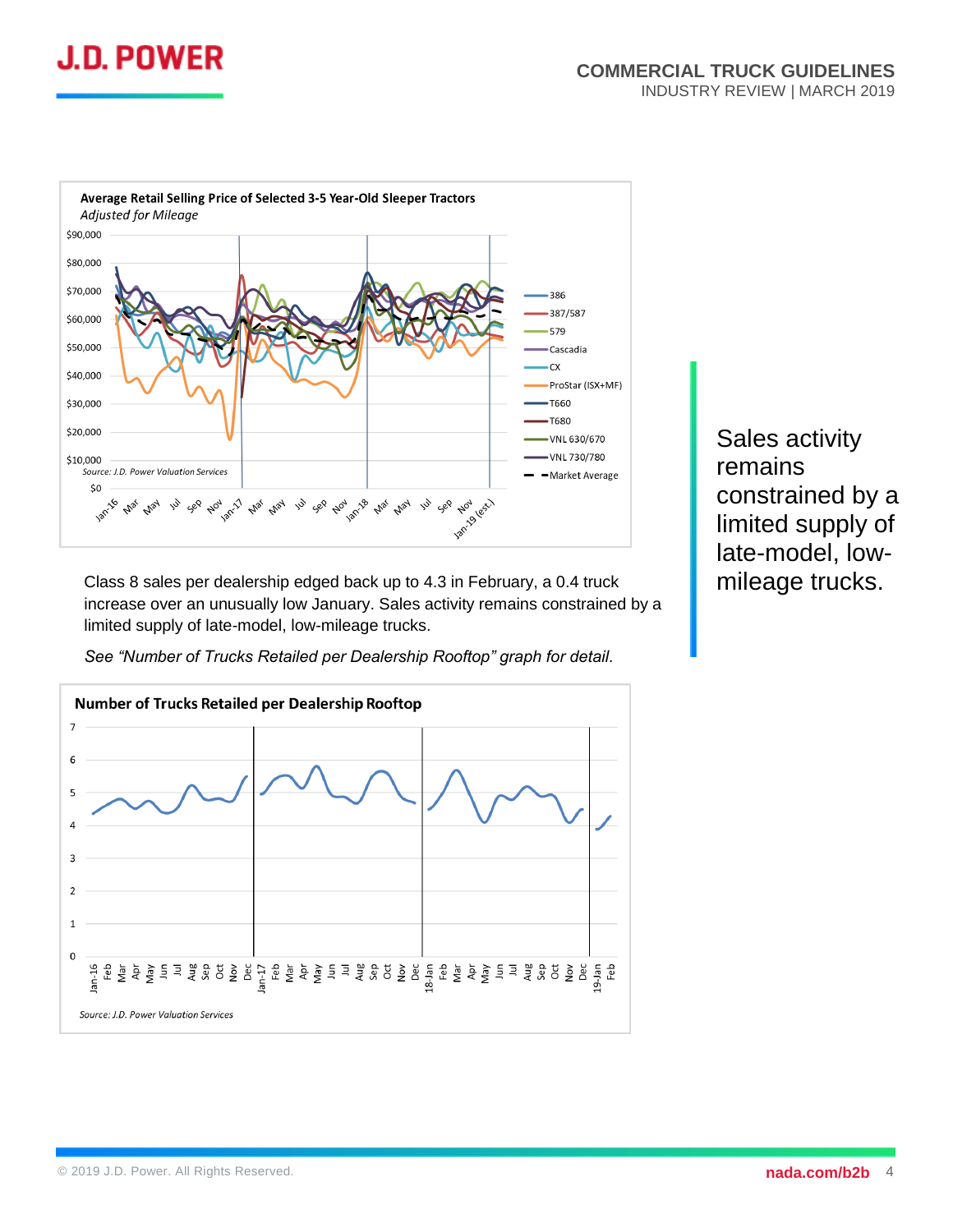**Average Retail Selling Price of Selected 3-5 Year-Old Sleeper Tractors**
*Adjusted for Mileage*

*Source: J.D. Power Valuation Services*

Class 8 sales per dealership edged back up to 4.3 in February, a 0.4 truck increase over an unusually low January. Sales activity remains constrained by a limited supply of late-model, low-mileage trucks.

*See "Number of Trucks Retailed per Dealership Rooftop" graph for detail.*

**Number of Trucks Retailed per Dealership Rooftop**

*Source: J.D. Power Valuation Services*

Sales activity remains constrained by a limited supply of late-model, low-mileage trucks.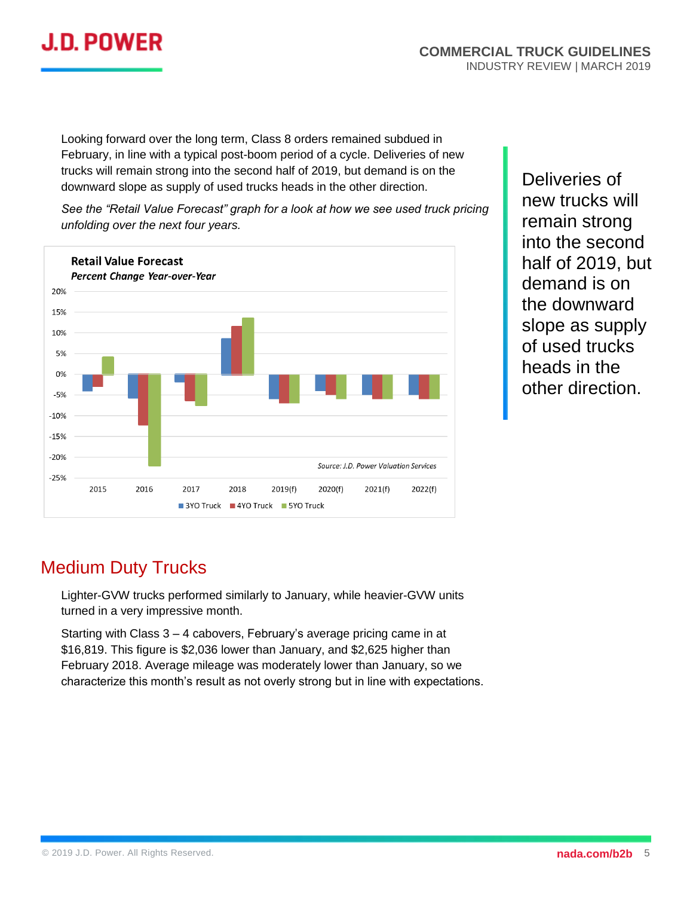Looking forward over the long term, Class 8 orders remained subdued in February, in line with a typical post-boom period of a cycle. Deliveries of new trucks will remain strong into the second half of 2019, but demand is on the downward slope as supply of used trucks heads in the other direction.

*See the "Retail Value Forecast" graph for a look at how we see used truck pricing unfolding over the next four years.*

**Retail Value Forecast**
***Percent Change Year-over-Year***

Source: J.D. Power Valuation Services

Legend: 3YO Truck, 4YO Truck, 5YO Truck

Deliveries of new trucks will remain strong into the second half of 2019, but demand is on the downward slope as supply of used trucks heads in the other direction.

## Medium Duty Trucks

Lighter-GVW trucks performed similarly to January, while heavier-GVW units turned in a very impressive month.

Starting with Class 3 – 4 cabovers, February's average pricing came in at $16,819. This figure is $2,036 lower than January, and $2,625 higher than February 2018. Average mileage was moderately lower than January, so we characterize this month's result as not overly strong but in line with expectations.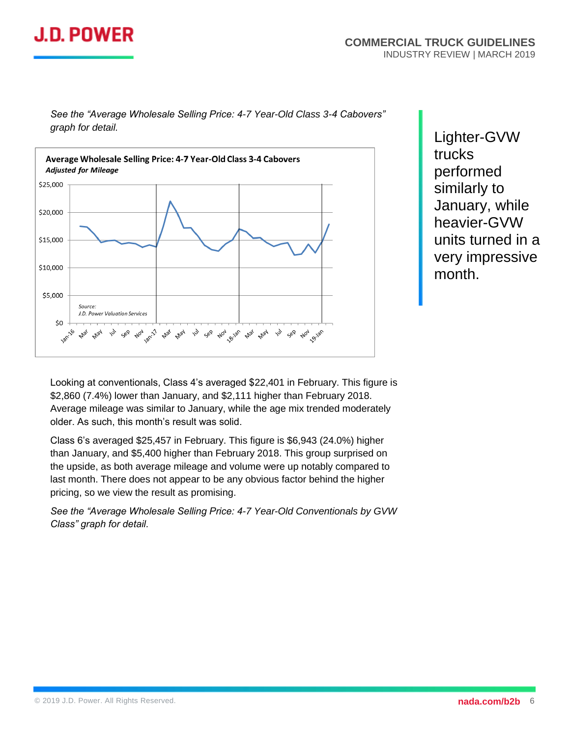*See the "Average Wholesale Selling Price: 4-7 Year-Old Class 3-4 Cabovers" graph for detail.*

**Average Wholesale Selling Price: 4-7 Year-Old Class 3-4 Cabovers**
***Adjusted for Mileage***

Source:
J.D. Power Valuation Services

Lighter-GVW trucks performed similarly to January, while heavier-GVW units turned in a very impressive month.

Looking at conventionals, Class 4's averaged $22,401 in February. This figure is $2,860 (7.4%) lower than January, and $2,111 higher than February 2018. Average mileage was similar to January, while the age mix trended moderately older. As such, this month's result was solid.

Class 6's averaged $25,457 in February. This figure is $6,943 (24.0%) higher than January, and $5,400 higher than February 2018. This group surprised on the upside, as both average mileage and volume were up notably compared to last month. There does not appear to be any obvious factor behind the higher pricing, so we view the result as promising.

*See the "Average Wholesale Selling Price: 4-7 Year-Old Conventionals by GVW Class" graph for detail.*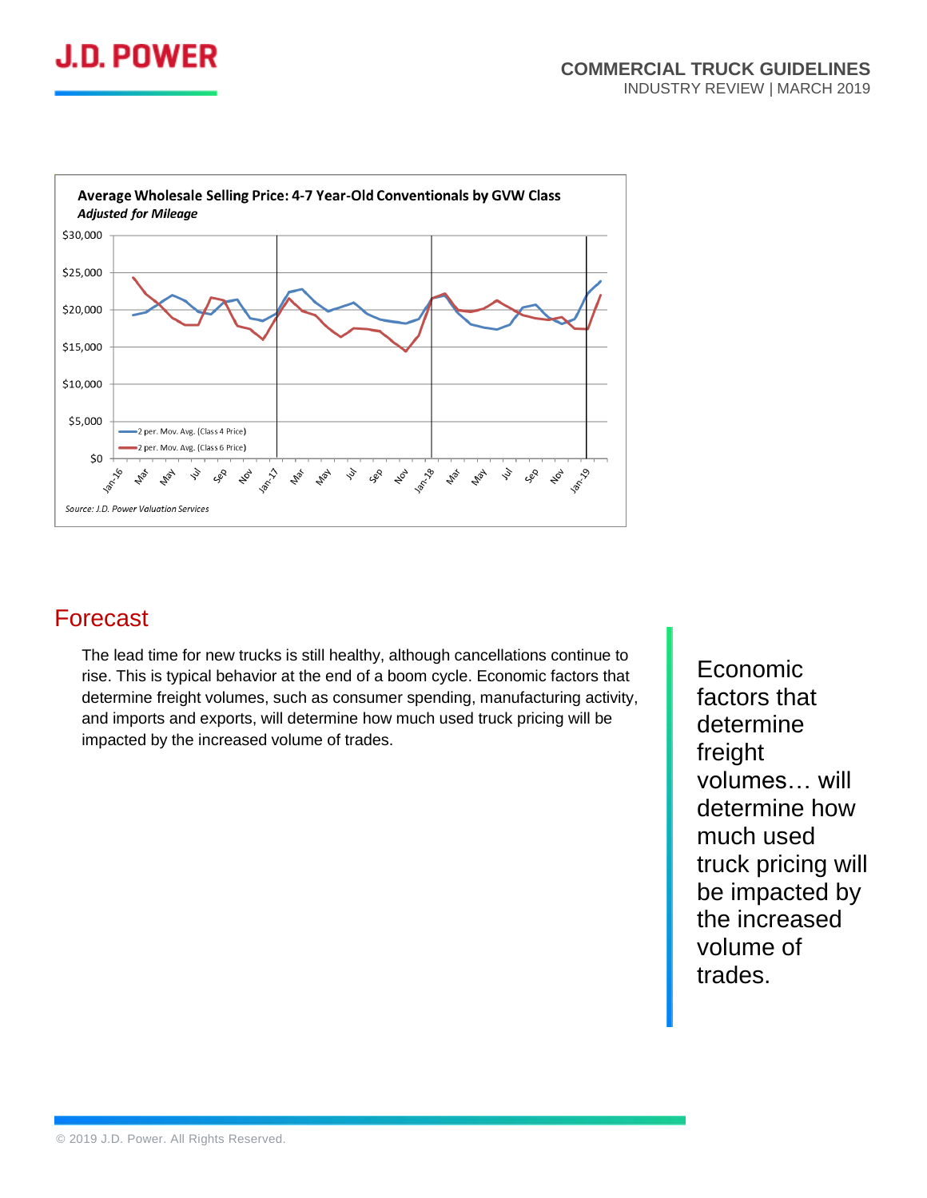**Average Wholesale Selling Price: 4-7 Year-Old Conventionals by GVW Class**
*Adjusted for Mileage*

Source: J.D. Power Valuation Services

## Forecast

The lead time for new trucks is still healthy, although cancellations continue to rise. This is typical behavior at the end of a boom cycle. Economic factors that determine freight volumes, such as consumer spending, manufacturing activity, and imports and exports, will determine how much used truck pricing will be impacted by the increased volume of trades.

> Economic factors that determine freight volumes… will determine how much used truck pricing will be impacted by the increased volume of trades.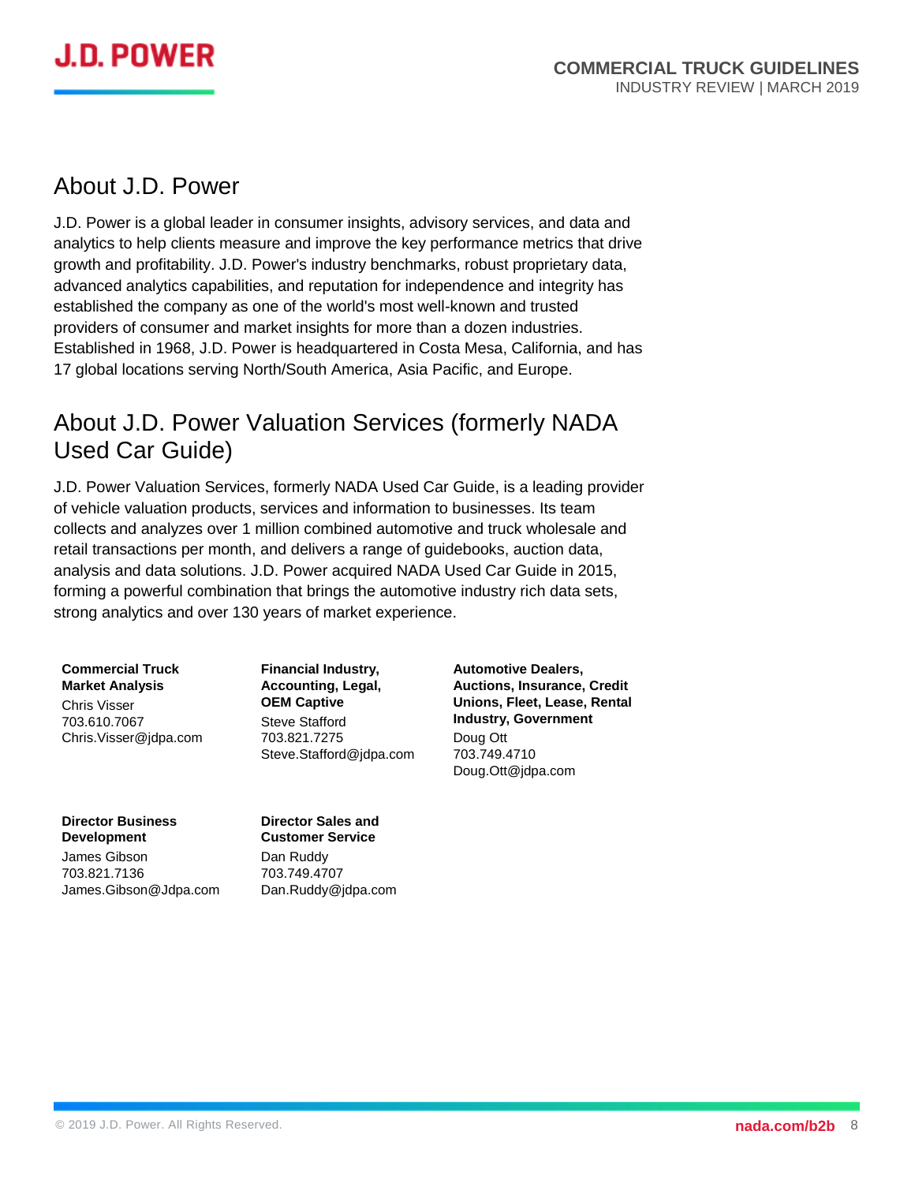## About J.D. Power

J.D. Power is a global leader in consumer insights, advisory services, and data and analytics to help clients measure and improve the key performance metrics that drive growth and profitability. J.D. Power's industry benchmarks, robust proprietary data, advanced analytics capabilities, and reputation for independence and integrity has established the company as one of the world's most well-known and trusted providers of consumer and market insights for more than a dozen industries. Established in 1968, J.D. Power is headquartered in Costa Mesa, California, and has 17 global locations serving North/South America, Asia Pacific, and Europe.

## About J.D. Power Valuation Services (formerly NADA Used Car Guide)

J.D. Power Valuation Services, formerly NADA Used Car Guide, is a leading provider of vehicle valuation products, services and information to businesses. Its team collects and analyzes over 1 million combined automotive and truck wholesale and retail transactions per month, and delivers a range of guidebooks, auction data, analysis and data solutions. J.D. Power acquired NADA Used Car Guide in 2015, forming a powerful combination that brings the automotive industry rich data sets, strong analytics and over 130 years of market experience.

**Commercial Truck Market Analysis**
Chris Visser
703.610.7067
Chris.Visser@jdpa.com

**Financial Industry, Accounting, Legal, OEM Captive**
Steve Stafford
703.821.7275
Steve.Stafford@jdpa.com

**Automotive Dealers, Auctions, Insurance, Credit Unions, Fleet, Lease, Rental Industry, Government**
Doug Ott
703.749.4710
Doug.Ott@jdpa.com

**Director Business Development**
James Gibson
703.821.7136
James.Gibson@Jdpa.com

**Director Sales and Customer Service**
Dan Ruddy
703.749.4707
Dan.Ruddy@jdpa.com